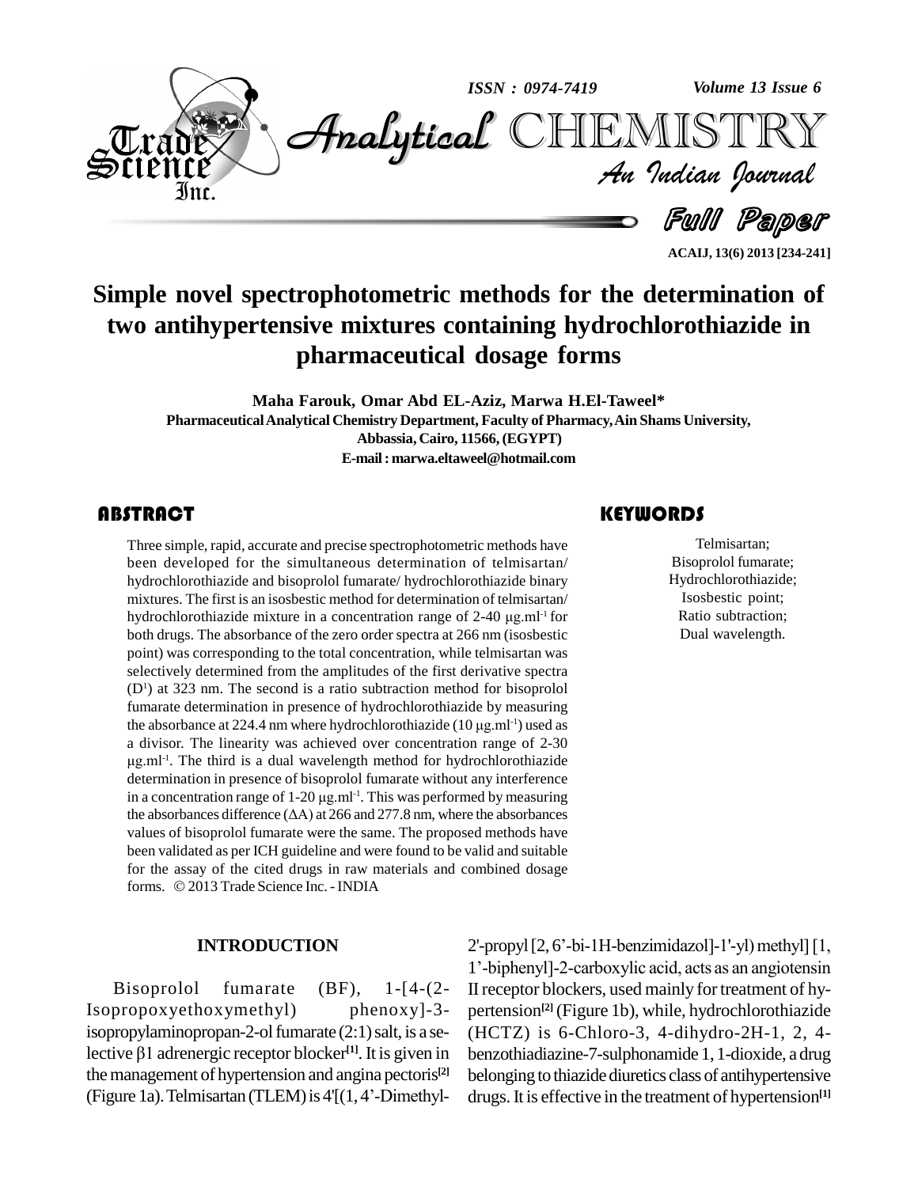# Simple novel spectrophotometric methods for the determination of two antihypertensive mixtures containing hydrochlorothiazide in pharmaceutical dosage forms

**Maha Farouk, Omar Abd EL-Aziz, Marwa H.El-Taweel***

**Pharmaceutical Analytical Chemistry Department, Faculty of Pharmacy, Ain Shams University, Abbassia, Cairo, 11566, (EGYPT)**

**E-mail : marwa.eltaweel@hotmail.com**

## ABSTRACT

Three simple, rapid, accurate and precise spectrophotometric methods have been developed for the simultaneous determination of telmisartan/ hydrochlorothiazide and bisoprolol fumarate/ hydrochlorothiazide binary mixtures. The first is an isosbestic method for determination of telmisartan/ hydrochlorothiazide mixture in a concentration range of 2-40 μg.ml$^{-1}$ for both drugs. The absorbance of the zero order spectra at 266 nm (isosbestic point) was corresponding to the total concentration, while telmisartan was selectively determined from the amplitudes of the first derivative spectra ($D^1$) at 323 nm. The second is a ratio subtraction method for bisoprolol fumarate determination in presence of hydrochlorothiazide by measuring the absorbance at 224.4 nm where hydrochlorothiazide (10 μg.ml$^{-1}$) used as a divisor. The linearity was achieved over concentration range of 2-30 μg.ml$^{-1}$. The third is a dual wavelength method for hydrochlorothiazide determination in presence of bisoprolol fumarate without any interference in a concentration range of 1-20 μg.ml$^{-1}$. This was performed by measuring the absorbances difference ($\Delta$A) at 266 and 277.8 nm, where the absorbances values of bisoprolol fumarate were the same. The proposed methods have been validated as per ICH guideline and were found to be valid and suitable for the assay of the cited drugs in raw materials and combined dosage forms. © 2013 Trade Science Inc. - INDIA

## KEYWORDS

Telmisartan;
Bisoprolol fumarate;
Hydrochlorothiazide;
Isosbestic point;
Ratio subtraction;
Dual wavelength.

## INTRODUCTION

Bisoprolol fumarate (BF), 1-[4-(2-Isopropoxyethoxymethyl) phenoxy]-3-isopropylaminopropan-2-ol fumarate (2:1) salt, is a selective β1 adrenergic receptor blocker[1]. It is given in the management of hypertension and angina pectoris[2] (Figure 1a). Telmisartan (TLEM) is 4'[(1, 4'-Dimethyl-2'-propyl [2, 6'-bi-1H-benzimidazol]-1'-yl) methyl] [1, 1'-biphenyl]-2-carboxylic acid, acts as an angiotensin II receptor blockers, used mainly for treatment of hypertension[2] (Figure 1b), while, hydrochlorothiazide (HCTZ) is 6-Chloro-3, 4-dihydro-2H-1, 2, 4-benzothiadiazine-7-sulphonamide 1, 1-dioxide, a drug belonging to thiazide diuretics class of antihypertensive drugs. It is effective in the treatment of hypertension[1]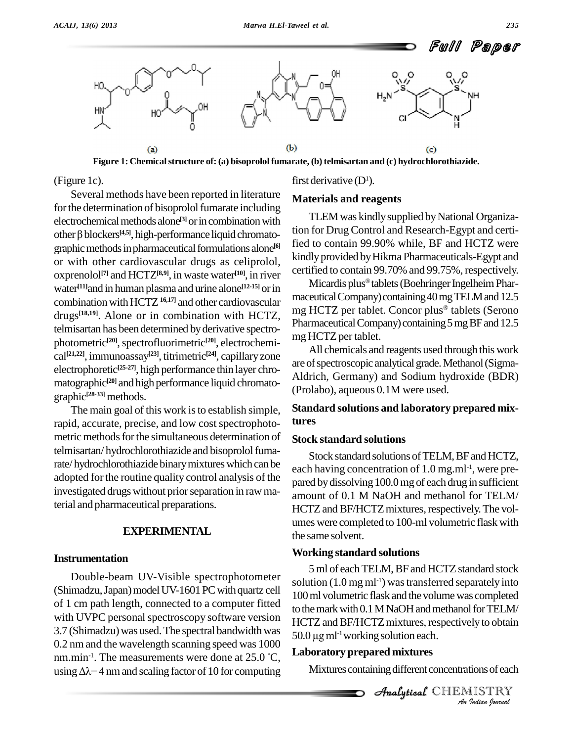Figure 1: Chemical structure of: (a) bisoprolol fumarate, (b) telmisartan and (c) hydrochlorothiazide.

(Figure 1c).

Several methods have been reported in literature for the determination of bisoprolol fumarate including electrochemical methods alone[3] or in combination with other β blockers[4,5], high-performance liquid chromatographic methods in pharmaceutical formulations alone[6] or with other cardiovascular drugs as celiprolol, oxprenolol[7] and HCTZ[8,9], in waste water[10], in river water[11] and in human plasma and urine alone[12-15] or in combination with HCTZ [16,17] and other cardiovascular drugs[18,19]. Alone or in combination with HCTZ, telmisartan has been determined by derivative spectrophotometric[20], spectrofluorimetric[20], electrochemical[21,22], immunoassay[23], titrimetric[24], capillary zone electrophoretic[25-27], high performance thin layer chromatographic[20] and high performance liquid chromatographic[28-33] methods.

The main goal of this work is to establish simple, rapid, accurate, precise, and low cost spectrophotometric methods for the simultaneous determination of telmisartan/ hydrochlorothiazide and bisoprolol fumarate/ hydrochlorothiazide binary mixtures which can be adopted for the routine quality control analysis of the investigated drugs without prior separation in raw material and pharmaceutical preparations.

## EXPERIMENTAL

### Instrumentation

Double-beam UV-Visible spectrophotometer (Shimadzu, Japan) model UV-1601 PC with quartz cell of 1 cm path length, connected to a computer fitted with UVPC personal spectroscopy software version 3.7 (Shimadzu) was used. The spectral bandwidth was 0.2 nm and the wavelength scanning speed was 1000 nm.min$^{-1}$. The measurements were done at 25.0 °C, using $\Delta\lambda = 4$ nm and scaling factor of 10 for computing first derivative ($D^1$).

### Materials and reagents

TLEM was kindly supplied by National Organization for Drug Control and Research-Egypt and certified to contain 99.90% while, BF and HCTZ were kindly provided by Hikma Pharmaceuticals-Egypt and certified to contain 99.70% and 99.75%, respectively.

Micardis plus® tablets (Boehringer Ingelheim Pharmaceutical Company) containing 40 mg TELM and 12.5 mg HCTZ per tablet. Concor plus® tablets (Serono Pharmaceutical Company) containing 5 mg BF and 12.5 mg HCTZ per tablet.

All chemicals and reagents used through this work are of spectroscopic analytical grade. Methanol (Sigma-Aldrich, Germany) and Sodium hydroxide (BDR) (Prolabo), aqueous 0.1M were used.

### Standard solutions and laboratory prepared mixtures

#### Stock standard solutions

Stock standard solutions of TELM, BF and HCTZ, each having concentration of 1.0 mg.ml$^{-1}$, were prepared by dissolving 100.0 mg of each drug in sufficient amount of 0.1 M NaOH and methanol for TELM/ HCTZ and BF/HCTZ mixtures, respectively. The volumes were completed to 100-ml volumetric flask with the same solvent.

#### Working standard solutions

5 ml of each TELM, BF and HCTZ standard stock solution (1.0 mg ml$^{-1}$) was transferred separately into 100 ml volumetric flask and the volume was completed to the mark with 0.1 M NaOH and methanol for TELM/ HCTZ and BF/HCTZ mixtures, respectively to obtain 50.0 μg ml$^{-1}$ working solution each.

#### Laboratory prepared mixtures

Mixtures containing different concentrations of each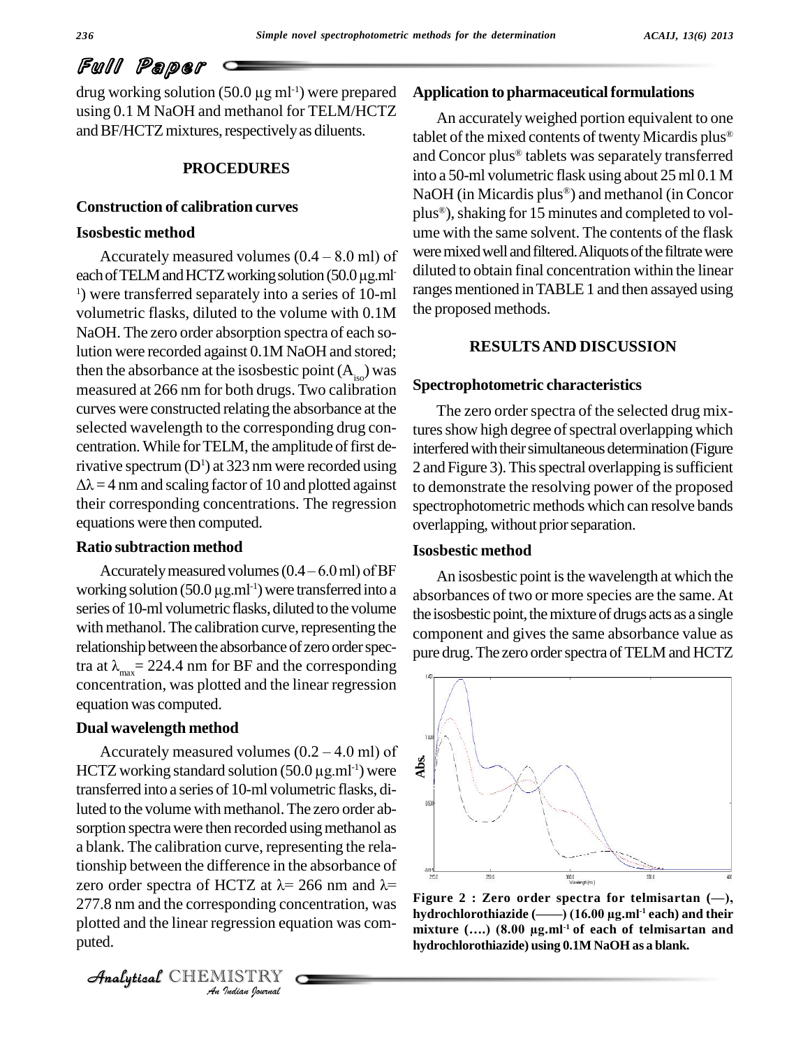drug working solution (50.0 µg ml$^{-1}$) were prepared using 0.1 M NaOH and methanol for TELM/HCTZ and BF/HCTZ mixtures, respectively as diluents.

## PROCEDURES

### Construction of calibration curves

### Isosbestic method

Accurately measured volumes (0.4 – 8.0 ml) of each of TELM and HCTZ working solution (50.0 µg.ml$^{-1}$) were transferred separately into a series of 10-ml volumetric flasks, diluted to the volume with 0.1M NaOH. The zero order absorption spectra of each solution were recorded against 0.1M NaOH and stored; then the absorbance at the isosbestic point ($A_{iso}$) was measured at 266 nm for both drugs. Two calibration curves were constructed relating the absorbance at the selected wavelength to the corresponding drug concentration. While for TELM, the amplitude of first derivative spectrum ($D^1$) at 323 nm were recorded using $\Delta\lambda = 4$ nm and scaling factor of 10 and plotted against their corresponding concentrations. The regression equations were then computed.

### Ratio subtraction method

Accurately measured volumes (0.4 – 6.0 ml) of BF working solution (50.0 µg.ml$^{-1}$) were transferred into a series of 10-ml volumetric flasks, diluted to the volume with methanol. The calibration curve, representing the relationship between the absorbance of zero order spectra at $\lambda_{max}$ = 224.4 nm for BF and the corresponding concentration, was plotted and the linear regression equation was computed.

### Dual wavelength method

Accurately measured volumes (0.2 – 4.0 ml) of HCTZ working standard solution (50.0 µg.ml$^{-1}$) were transferred into a series of 10-ml volumetric flasks, diluted to the volume with methanol. The zero order absorption spectra were then recorded using methanol as a blank. The calibration curve, representing the relationship between the difference in the absorbance of zero order spectra of HCTZ at $\lambda$= 266 nm and $\lambda$= 277.8 nm and the corresponding concentration, was plotted and the linear regression equation was computed.

### Application to pharmaceutical formulations

An accurately weighed portion equivalent to one tablet of the mixed contents of twenty Micardis plus® and Concor plus® tablets was separately transferred into a 50-ml volumetric flask using about 25 ml 0.1 M NaOH (in Micardis plus®) and methanol (in Concor plus®), shaking for 15 minutes and completed to volume with the same solvent. The contents of the flask were mixed well and filtered. Aliquots of the filtrate were diluted to obtain final concentration within the linear ranges mentioned in TABLE 1 and then assayed using the proposed methods.

## RESULTS AND DISCUSSION

### Spectrophotometric characteristics

The zero order spectra of the selected drug mixtures show high degree of spectral overlapping which interfered with their simultaneous determination (Figure 2 and Figure 3). This spectral overlapping is sufficient to demonstrate the resolving power of the proposed spectrophotometric methods which can resolve bands overlapping, without prior separation.

### Isosbestic method

An isosbestic point is the wavelength at which the absorbances of two or more species are the same. At the isosbestic point, the mixture of drugs acts as a single component and gives the same absorbance value as pure drug. The zero order spectra of TELM and HCTZ

**Figure 2 : Zero order spectra for telmisartan (—), hydrochlorothiazide (——) (16.00 µg.ml$^{-1}$ each) and their mixture (….) (8.00 µg.ml$^{-1}$ of each of telmisartan and hydrochlorothiazide) using 0.1M NaOH as a blank.**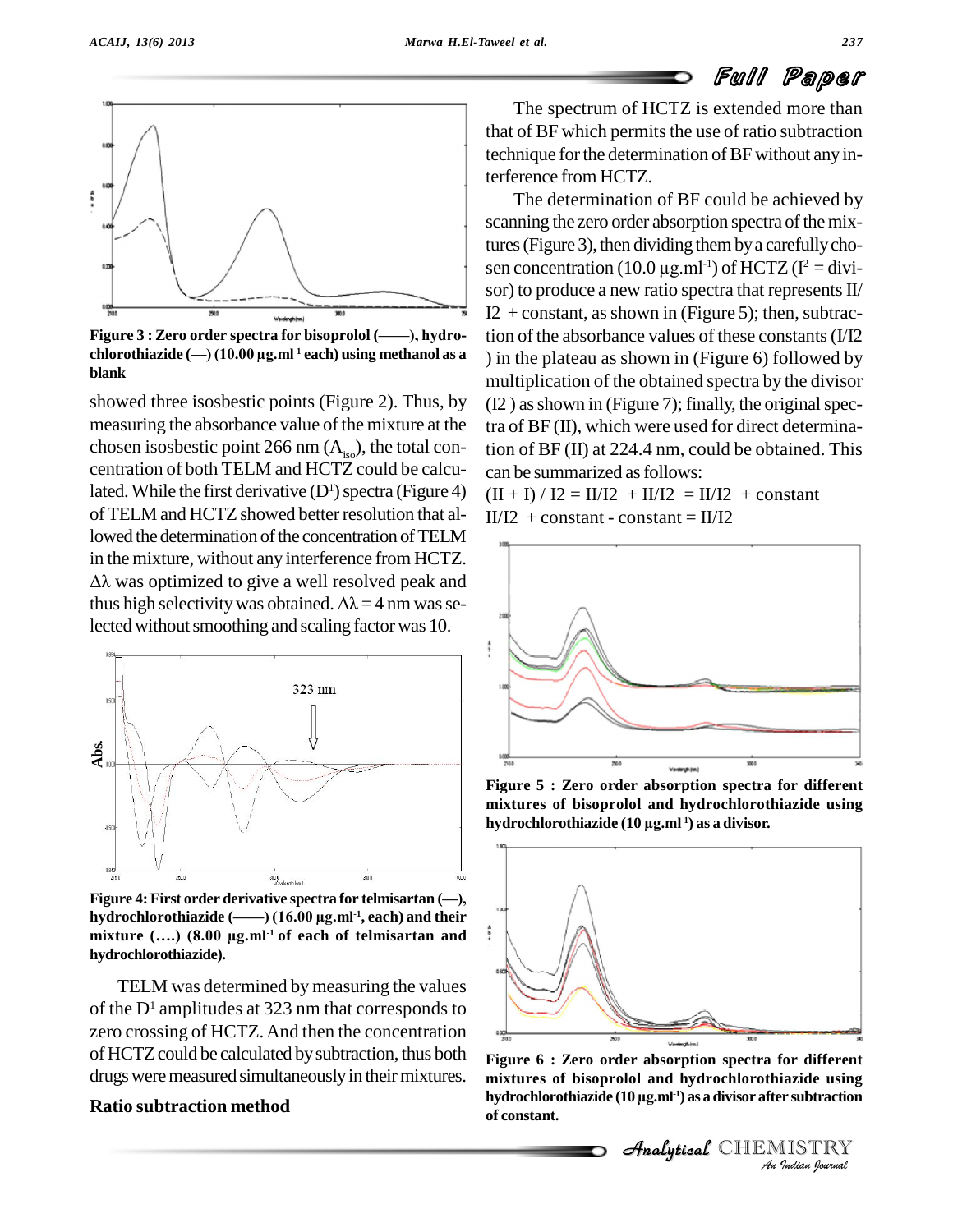Figure 3 : Zero order spectra for bisoprolol (——), hydrochlorothiazide (—) (10.00 µg.ml$^{-1}$ each) using methanol as a blank

showed three isosbestic points (Figure 2). Thus, by measuring the absorbance value of the mixture at the chosen isosbestic point 266 nm ($A_{iso}$), the total concentration of both TELM and HCTZ could be calculated. While the first derivative ($D^1$) spectra (Figure 4) of TELM and HCTZ showed better resolution that allowed the determination of the concentration of TELM in the mixture, without any interference from HCTZ. $\Delta\lambda$ was optimized to give a well resolved peak and thus high selectivity was obtained. $\Delta\lambda = 4$ nm was selected without smoothing and scaling factor was 10.

Figure 4: First order derivative spectra for telmisartan (—), hydrochlorothiazide (——) (16.00 µg.ml$^{-1}$, each) and their mixture (….) (8.00 µg.ml$^{-1}$ of each of telmisartan and hydrochlorothiazide).

TELM was determined by measuring the values of the $D^1$ amplitudes at 323 nm that corresponds to zero crossing of HCTZ. And then the concentration of HCTZ could be calculated by subtraction, thus both drugs were measured simultaneously in their mixtures.

## Ratio subtraction method

The spectrum of HCTZ is extended more than that of BF which permits the use of ratio subtraction technique for the determination of BF without any interference from HCTZ.

The determination of BF could be achieved by scanning the zero order absorption spectra of the mixtures (Figure 3), then dividing them by a carefully chosen concentration (10.0 µg.ml$^{-1}$) of HCTZ ($I^2$ = divisor) to produce a new ratio spectra that represents II/I2 + constant, as shown in (Figure 5); then, subtraction of the absorbance values of these constants (I/I2 ) in the plateau as shown in (Figure 6) followed by multiplication of the obtained spectra by the divisor (I2 ) as shown in (Figure 7); finally, the original spectra of BF (II), which were used for direct determination of BF (II) at 224.4 nm, could be obtained. This can be summarized as follows:

(II + I) / I2 = II/I2 + II/I2 = II/I2 + constant

II/I2 + constant - constant = II/I2

Figure 5 : Zero order absorption spectra for different mixtures of bisoprolol and hydrochlorothiazide using hydrochlorothiazide (10 µg.ml$^{-1}$) as a divisor.

Figure 6 : Zero order absorption spectra for different mixtures of bisoprolol and hydrochlorothiazide using hydrochlorothiazide (10 µg.ml$^{-1}$) as a divisor after subtraction of constant.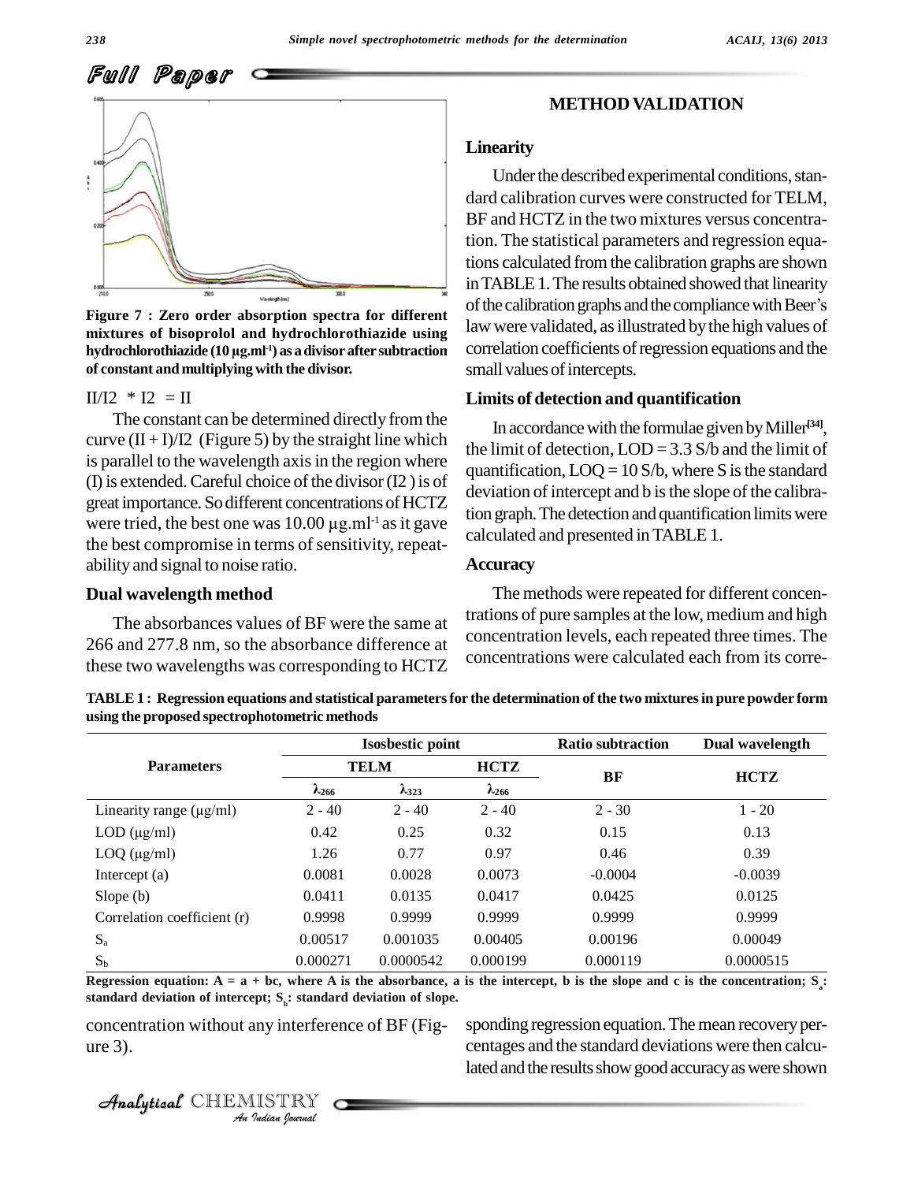Figure 7 : Zero order absorption spectra for different mixtures of bisoprolol and hydrochlorothiazide using hydrochlorothiazide (10 µg.ml$^{-1}$) as a divisor after subtraction of constant and multiplying with the divisor.

II/I2 * I2 = II

The constant can be determined directly from the curve (II + I)/I2 (Figure 5) by the straight line which is parallel to the wavelength axis in the region where (I) is extended. Careful choice of the divisor (I2 ) is of great importance. So different concentrations of HCTZ were tried, the best one was 10.00 µg.ml$^{-1}$ as it gave the best compromise in terms of sensitivity, repeatability and signal to noise ratio.

### Dual wavelength method

The absorbances values of BF were the same at 266 and 277.8 nm, so the absorbance difference at these two wavelengths was corresponding to HCTZ concentration without any interference of BF (Figure 3).

## METHOD VALIDATION

### Linearity

Under the described experimental conditions, standard calibration curves were constructed for TELM, BF and HCTZ in the two mixtures versus concentration. The statistical parameters and regression equations calculated from the calibration graphs are shown in TABLE 1. The results obtained showed that linearity of the calibration graphs and the compliance with Beer's law were validated, as illustrated by the high values of correlation coefficients of regression equations and the small values of intercepts.

### Limits of detection and quantification

In accordance with the formulae given by Miller[34], the limit of detection, LOD = 3.3 S/b and the limit of quantification, LOQ = 10 S/b, where S is the standard deviation of intercept and b is the slope of the calibration graph. The detection and quantification limits were calculated and presented in TABLE 1.

### Accuracy

The methods were repeated for different concentrations of pure samples at the low, medium and high concentration levels, each repeated three times. The concentrations were calculated each from its corresponding regression equation. The mean recovery percentages and the standard deviations were then calculated and the results show good accuracy as were shown

TABLE 1 : Regression equations and statistical parameters for the determination of the two mixtures in pure powder form using the proposed spectrophotometric methods

| Parameters | Isosbestic point | | | Ratio subtraction | Dual wavelength |
|---|---|---|---|---|---|
| | TELM | | HCTZ | BF | HCTZ |
| | $\lambda_{266}$ | $\lambda_{323}$ | $\lambda_{266}$ | | |
| Linearity range (µg/ml) | 2 - 40 | 2 - 40 | 2 - 40 | 2 - 30 | 1 - 20 |
| LOD (µg/ml) | 0.42 | 0.25 | 0.32 | 0.15 | 0.13 |
| LOQ (µg/ml) | 1.26 | 0.77 | 0.97 | 0.46 | 0.39 |
| Intercept (a) | 0.0081 | 0.0028 | 0.0073 | -0.0004 | -0.0039 |
| Slope (b) | 0.0411 | 0.0135 | 0.0417 | 0.0425 | 0.0125 |
| Correlation coefficient (r) | 0.9998 | 0.9999 | 0.9999 | 0.9999 | 0.9999 |
| $S_a$ | 0.00517 | 0.001035 | 0.00405 | 0.00196 | 0.00049 |
| $S_b$ | 0.000271 | 0.0000542 | 0.000199 | 0.000119 | 0.0000515 |

Regression equation: A = a + bc, where A is the absorbance, a is the intercept, b is the slope and c is the concentration; $S_a$: standard deviation of intercept; $S_b$: standard deviation of slope.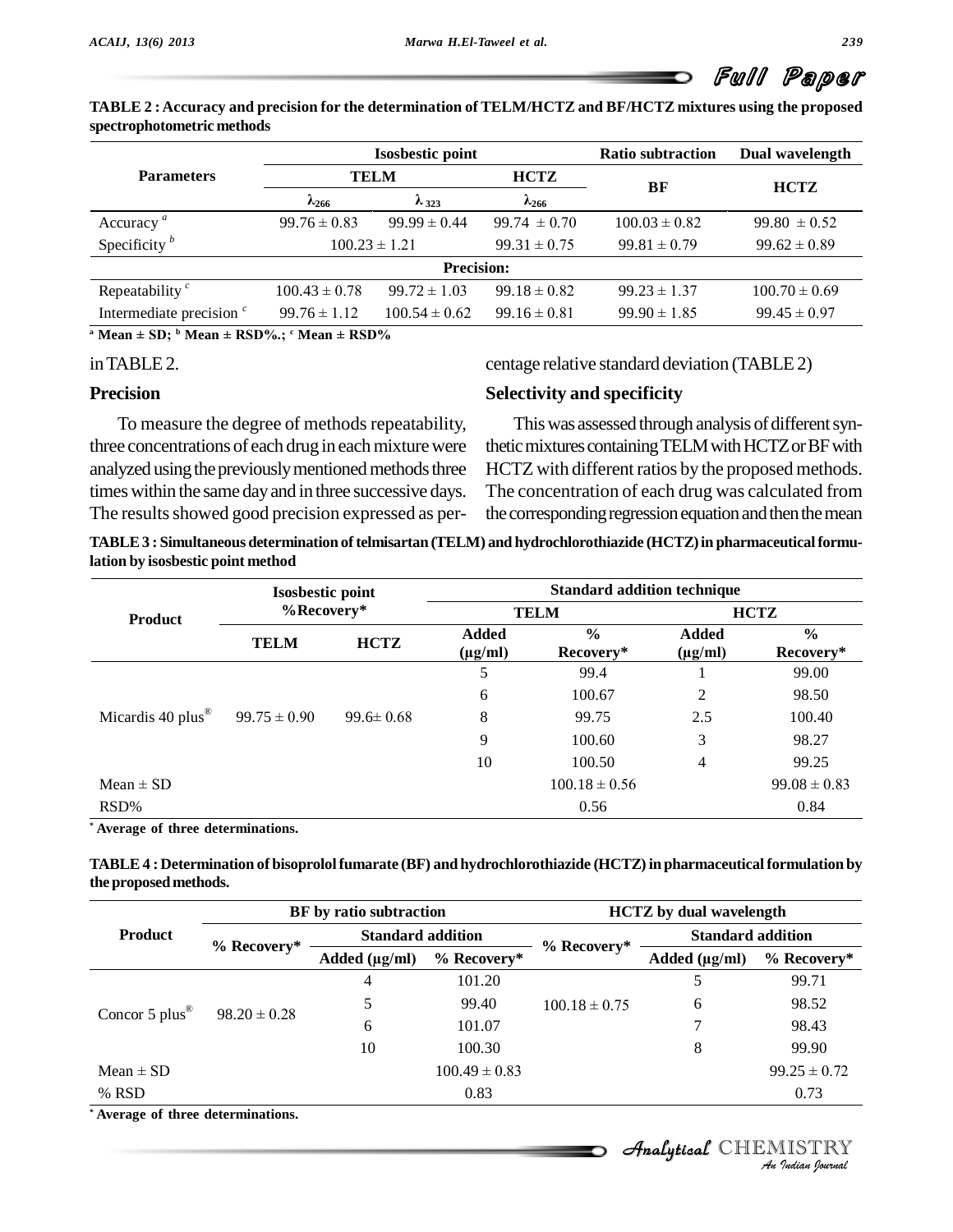**TABLE 2 : Accuracy and precision for the determination of TELM/HCTZ and BF/HCTZ mixtures using the proposed spectrophotometric methods**

| Parameters | Isosbestic point | | | Ratio subtraction | Dual wavelength |
|---|---|---|---|---|---|
| | TELM | | HCTZ | BF | HCTZ |
| | $\lambda_{266}$ | $\lambda_{323}$ | $\lambda_{266}$ | | |
| Accuracy [a] | 99.76 ± 0.83 | 99.99 ± 0.44 | 99.74 ± 0.70 | 100.03 ± 0.82 | 99.80 ± 0.52 |
| Specificity [b] | 100.23 ± 1.21 | | 99.31 ± 0.75 | 99.81 ± 0.79 | 99.62 ± 0.89 |
| **Precision:** | | | | | |
| Repeatability [c] | 100.43 ± 0.78 | 99.72 ± 1.03 | 99.18 ± 0.82 | 99.23 ± 1.37 | 100.70 ± 0.69 |
| Intermediate precision [c] | 99.76 ± 1.12 | 100.54 ± 0.62 | 99.16 ± 0.81 | 99.90 ± 1.85 | 99.45 ± 0.97 |

[a] Mean ± SD; [b] Mean ± RSD%.; [c] Mean ± RSD%

in TABLE 2.

## Precision

To measure the degree of methods repeatability, three concentrations of each drug in each mixture were analyzed using the previously mentioned methods three times within the same day and in three successive days. The results showed good precision expressed as percentage relative standard deviation (TABLE 2)

## Selectivity and specificity

This was assessed through analysis of different synthetic mixtures containing TELM with HCTZ or BF with HCTZ with different ratios by the proposed methods. The concentration of each drug was calculated from the corresponding regression equation and then the mean

**TABLE 3 : Simultaneous determination of telmisartan (TELM) and hydrochlorothiazide (HCTZ) in pharmaceutical formulation by isosbestic point method**

| Product | Isosbestic point %Recovery* | | Standard addition technique | | | |
|---|---|---|---|---|---|---|
| | | | TELM | | HCTZ | |
| | TELM | HCTZ | Added (µg/ml) | % Recovery* | Added (µg/ml) | % Recovery* |
| | | | 5 | 99.4 | 1 | 99.00 |
| | | | 6 | 100.67 | 2 | 98.50 |
| Micardis 40 plus® | 99.75 ± 0.90 | 99.6± 0.68 | 8 | 99.75 | 2.5 | 100.40 |
| | | | 9 | 100.60 | 3 | 98.27 |
| | | | 10 | 100.50 | 4 | 99.25 |
| Mean ± SD | | | | 100.18 ± 0.56 | | 99.08 ± 0.83 |
| RSD% | | | | 0.56 | | 0.84 |

\* Average of three determinations.

**TABLE 4 : Determination of bisoprolol fumarate (BF) and hydrochlorothiazide (HCTZ) in pharmaceutical formulation by the proposed methods.**

| Product | BF by ratio subtraction | | | HCTZ by dual wavelength | | |
|---|---|---|---|---|---|---|
| | % Recovery* | Standard addition | | % Recovery* | Standard addition | |
| | | Added (µg/ml) | % Recovery* | | Added (µg/ml) | % Recovery* |
| | | 4 | 101.20 | | 5 | 99.71 |
| Concor 5 plus® | 98.20 ± 0.28 | 5 | 99.40 | 100.18 ± 0.75 | 6 | 98.52 |
| | | 6 | 101.07 | | 7 | 98.43 |
| | | 10 | 100.30 | | 8 | 99.90 |
| Mean ± SD | | | 100.49 ± 0.83 | | | 99.25 ± 0.72 |
| % RSD | | | 0.83 | | | 0.73 |

\* Average of three determinations.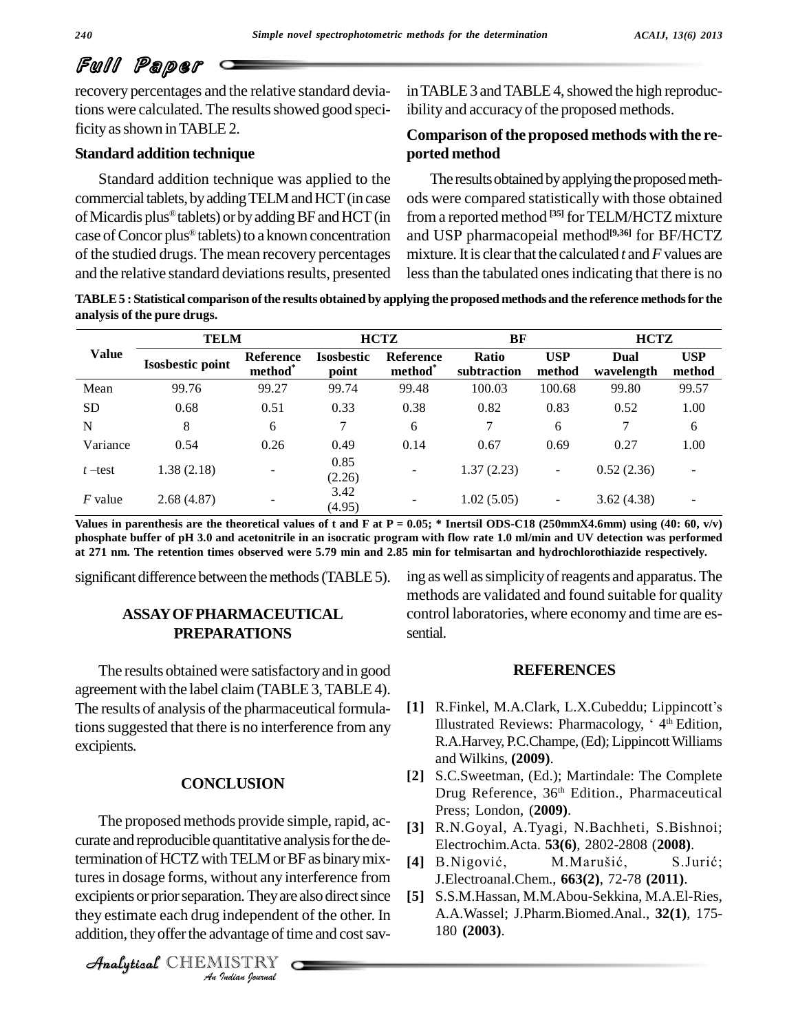recovery percentages and the relative standard deviations were calculated. The results showed good specificity as shown in TABLE 2.

### Standard addition technique

Standard addition technique was applied to the commercial tablets, by adding TELM and HCT (in case of Micardis plus® tablets) or by adding BF and HCT (in case of Concor plus® tablets) to a known concentration of the studied drugs. The mean recovery percentages and the relative standard deviations results, presented in TABLE 3 and TABLE 4, showed the high reproducibility and accuracy of the proposed methods.

### Comparison of the proposed methods with the reported method

The results obtained by applying the proposed methods were compared statistically with those obtained from a reported method [35] for TELM/HCTZ mixture and USP pharmacopeial method[9,36] for BF/HCTZ mixture. It is clear that the calculated *t* and *F* values are less than the tabulated ones indicating that there is no significant difference between the methods (TABLE 5).

**TABLE 5 : Statistical comparison of the results obtained by applying the proposed methods and the reference methods for the analysis of the pure drugs.**

| Value | TELM | | HCTZ | | BF | | HCTZ | |
|---|---|---|---|---|---|---|---|---|
| | Isosbestic point | Reference method* | Isosbestic point | Reference method* | Ratio subtraction | USP method | Dual wavelength | USP method |
| Mean | 99.76 | 99.27 | 99.74 | 99.48 | 100.03 | 100.68 | 99.80 | 99.57 |
| SD | 0.68 | 0.51 | 0.33 | 0.38 | 0.82 | 0.83 | 0.52 | 1.00 |
| N | 8 | 6 | 7 | 6 | 7 | 6 | 7 | 6 |
| Variance | 0.54 | 0.26 | 0.49 | 0.14 | 0.67 | 0.69 | 0.27 | 1.00 |
| *t* –test | 1.38 (2.18) | - | 0.85 (2.26) | - | 1.37 (2.23) | - | 0.52 (2.36) | - |
| *F* value | 2.68 (4.87) | - | 3.42 (4.95) | - | 1.02 (5.05) | - | 3.62 (4.38) | - |

**Values in parenthesis are the theoretical values of t and F at P = 0.05; * Inertsil ODS-C18 (250mmX4.6mm) using (40: 60, v/v) phosphate buffer of pH 3.0 and acetonitrile in an isocratic program with flow rate 1.0 ml/min and UV detection was performed at 271 nm. The retention times observed were 5.79 min and 2.85 min for telmisartan and hydrochlorothiazide respectively.**

## ASSAY OF PHARMACEUTICAL PREPARATIONS

The results obtained were satisfactory and in good agreement with the label claim (TABLE 3, TABLE 4). The results of analysis of the pharmaceutical formulations suggested that there is no interference from any excipients.

## CONCLUSION

The proposed methods provide simple, rapid, accurate and reproducible quantitative analysis for the determination of HCTZ with TELM or BF as binary mixtures in dosage forms, without any interference from excipients or prior separation. They are also direct since they estimate each drug independent of the other. In addition, they offer the advantage of time and cost saving as well as simplicity of reagents and apparatus. The methods are validated and found suitable for quality control laboratories, where economy and time are essential.

## REFERENCES

**[1]** R.Finkel, M.A.Clark, L.X.Cubeddu; Lippincott's Illustrated Reviews: Pharmacology, ' 4th Edition, R.A.Harvey, P.C.Champe, (Ed); Lippincott Williams and Wilkins, **(2009)**.

**[2]** S.C.Sweetman, (Ed.); Martindale: The Complete Drug Reference, 36th Edition., Pharmaceutical Press; London, (**2009)**.

**[3]** R.N.Goyal, A.Tyagi, N.Bachheti, S.Bishnoi; Electrochim.Acta. **53(6)**, 2802-2808 (**2008)**.

**[4]** B.Nigović, M.Marušić, S.Jurić; J.Electroanal.Chem., **663(2)**, 72-78 **(2011)**.

**[5]** S.S.M.Hassan, M.M.Abou-Sekkina, M.A.El-Ries, A.A.Wassel; J.Pharm.Biomed.Anal., **32(1)**, 175-180 **(2003)**.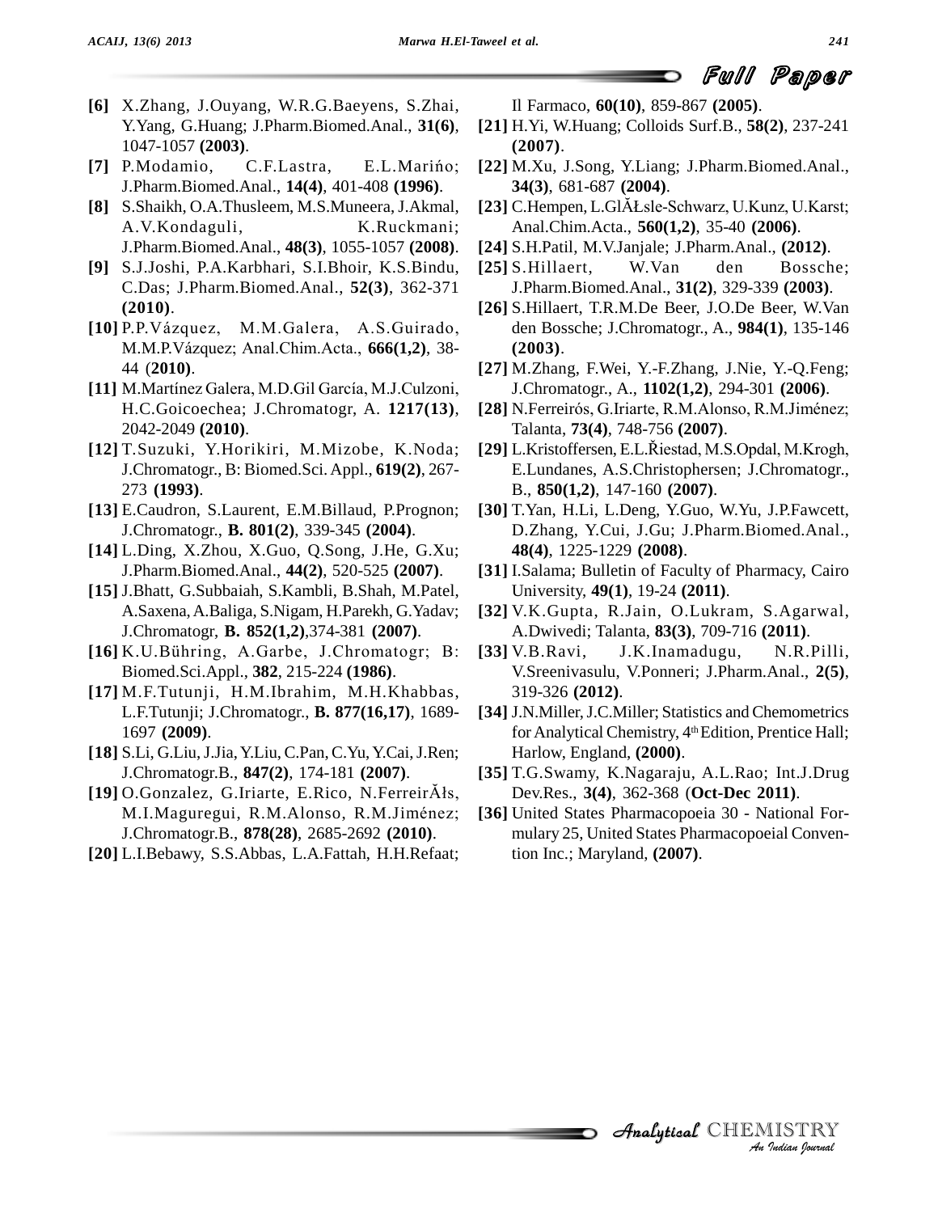**[6]** X.Zhang, J.Ouyang, W.R.G.Baeyens, S.Zhai, Y.Yang, G.Huang; J.Pharm.Biomed.Anal., **31(6)**, 1047-1057 **(2003)**.

**[7]** P.Modamio, C.F.Lastra, E.L.Mariño; J.Pharm.Biomed.Anal., **14(4)**, 401-408 **(1996)**.

**[8]** S.Shaikh, O.A.Thusleem, M.S.Muneera, J.Akmal, A.V.Kondaguli, K.Ruckmani; J.Pharm.Biomed.Anal., **48(3)**, 1055-1057 **(2008)**.

**[9]** S.J.Joshi, P.A.Karbhari, S.I.Bhoir, K.S.Bindu, C.Das; J.Pharm.Biomed.Anal., **52(3)**, 362-371 **(2010)**.

**[10]** P.P.Vázquez, M.M.Galera, A.S.Guirado, M.M.P.Vázquez; Anal.Chim.Acta., **666(1,2)**, 38-44 (**2010**).

**[11]** M.Martínez Galera, M.D.Gil García, M.J.Culzoni, H.C.Goicoechea; J.Chromatogr, A. **1217(13)**, 2042-2049 **(2010)**.

**[12]** T.Suzuki, Y.Horikiri, M.Mizobe, K.Noda; J.Chromatogr., B: Biomed.Sci.Appl., **619(2)**, 267-273 **(1993)**.

**[13]** E.Caudron, S.Laurent, E.M.Billaud, P.Prognon; J.Chromatogr., **B. 801(2)**, 339-345 **(2004)**.

**[14]** L.Ding, X.Zhou, X.Guo, Q.Song, J.He, G.Xu; J.Pharm.Biomed.Anal., **44(2)**, 520-525 **(2007)**.

**[15]** J.Bhatt, G.Subbaiah, S.Kambli, B.Shah, M.Patel, A.Saxena, A.Baliga, S.Nigam, H.Parekh, G.Yadav; J.Chromatogr, **B. 852(1,2)**,374-381 **(2007)**.

**[16]** K.U.Bühring, A.Garbe, J.Chromatogr; B: Biomed.Sci.Appl., **382**, 215-224 **(1986)**.

**[17]** M.F.Tutunji, H.M.Ibrahim, M.H.Khabbas, L.F.Tutunji; J.Chromatogr., **B. 877(16,17)**, 1689-1697 **(2009)**.

**[18]** S.Li, G.Liu, J.Jia, Y.Liu, C.Pan, C.Yu, Y.Cai, J.Ren; J.Chromatogr.B., **847(2)**, 174-181 **(2007)**.

**[19]** O.Gonzalez, G.Iriarte, E.Rico, N.FerreirĂłs, M.I.Maguregui, R.M.Alonso, R.M.Jiménez; J.Chromatogr.B., **878(28)**, 2685-2692 **(2010)**.

**[20]** L.I.Bebawy, S.S.Abbas, L.A.Fattah, H.H.Refaat; Il Farmaco, **60(10)**, 859-867 **(2005)**.

**[21]** H.Yi, W.Huang; Colloids Surf.B., **58(2)**, 237-241 **(2007)**.

**[22]** M.Xu, J.Song, Y.Liang; J.Pharm.Biomed.Anal., **34(3)**, 681-687 **(2004)**.

**[23]** C.Hempen, L.GlĂŁsle-Schwarz, U.Kunz, U.Karst; Anal.Chim.Acta., **560(1,2)**, 35-40 **(2006)**.

**[24]** S.H.Patil, M.V.Janjale; J.Pharm.Anal., **(2012)**.

**[25]** S.Hillaert, W.Van den Bossche; J.Pharm.Biomed.Anal., **31(2)**, 329-339 **(2003)**.

**[26]** S.Hillaert, T.R.M.De Beer, J.O.De Beer, W.Van den Bossche; J.Chromatogr., A., **984(1)**, 135-146 **(2003)**.

**[27]** M.Zhang, F.Wei, Y.-F.Zhang, J.Nie, Y.-Q.Feng; J.Chromatogr., A., **1102(1,2)**, 294-301 **(2006)**.

**[28]** N.Ferreirós, G.Iriarte, R.M.Alonso, R.M.Jiménez; Talanta, **73(4)**, 748-756 **(2007)**.

**[29]** L.Kristoffersen, E.L.Řiestad, M.S.Opdal, M.Krogh, E.Lundanes, A.S.Christophersen; J.Chromatogr., B., **850(1,2)**, 147-160 **(2007)**.

**[30]** T.Yan, H.Li, L.Deng, Y.Guo, W.Yu, J.P.Fawcett, D.Zhang, Y.Cui, J.Gu; J.Pharm.Biomed.Anal., **48(4)**, 1225-1229 **(2008)**.

**[31]** I.Salama; Bulletin of Faculty of Pharmacy, Cairo University, **49(1)**, 19-24 **(2011)**.

**[32]** V.K.Gupta, R.Jain, O.Lukram, S.Agarwal, A.Dwivedi; Talanta, **83(3)**, 709-716 **(2011)**.

**[33]** V.B.Ravi, J.K.Inamadugu, N.R.Pilli, V.Sreenivasulu, V.Ponneri; J.Pharm.Anal., **2(5)**, 319-326 **(2012)**.

**[34]** J.N.Miller, J.C.Miller; Statistics and Chemometrics for Analytical Chemistry, 4th Edition, Prentice Hall; Harlow, England, **(2000)**.

**[35]** T.G.Swamy, K.Nagaraju, A.L.Rao; Int.J.Drug Dev.Res., **3(4)**, 362-368 (**Oct-Dec 2011)**.

**[36]** United States Pharmacopoeia 30 - National Formulary 25, United States Pharmacopoeial Convention Inc.; Maryland, **(2007)**.